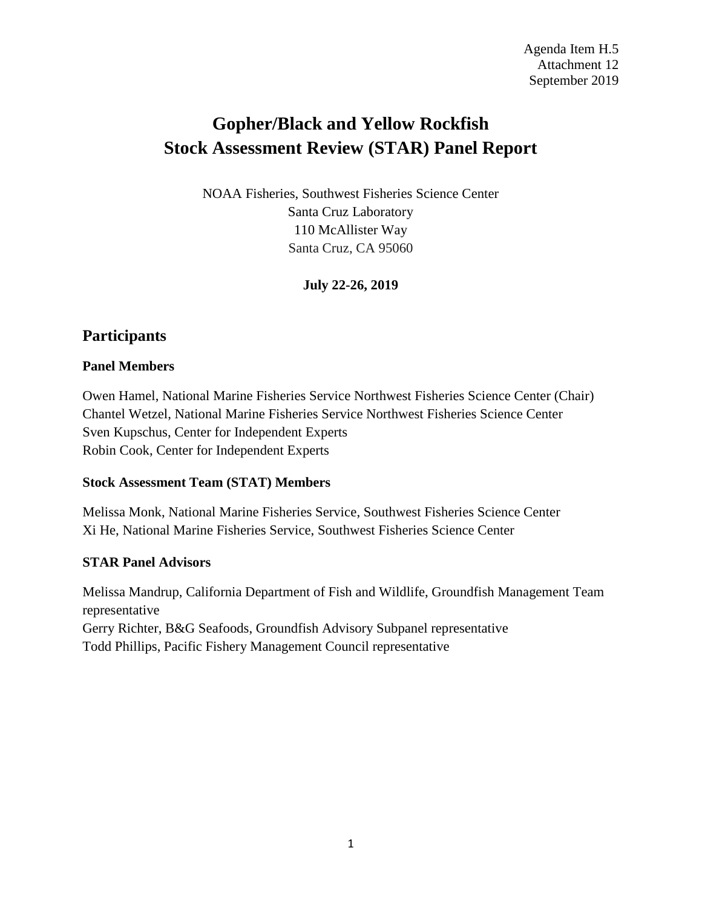Agenda Item H.5
Attachment 12
September 2019

# Gopher/Black and Yellow Rockfish
# Stock Assessment Review (STAR) Panel Report

NOAA Fisheries, Southwest Fisheries Science Center
Santa Cruz Laboratory
110 McAllister Way
Santa Cruz, CA 95060

**July 22-26, 2019**

## Participants

### Panel Members

Owen Hamel, National Marine Fisheries Service Northwest Fisheries Science Center (Chair)
Chantel Wetzel, National Marine Fisheries Service Northwest Fisheries Science Center
Sven Kupschus, Center for Independent Experts
Robin Cook, Center for Independent Experts

### Stock Assessment Team (STAT) Members

Melissa Monk, National Marine Fisheries Service, Southwest Fisheries Science Center
Xi He, National Marine Fisheries Service, Southwest Fisheries Science Center

### STAR Panel Advisors

Melissa Mandrup, California Department of Fish and Wildlife, Groundfish Management Team representative
Gerry Richter, B&G Seafoods, Groundfish Advisory Subpanel representative
Todd Phillips, Pacific Fishery Management Council representative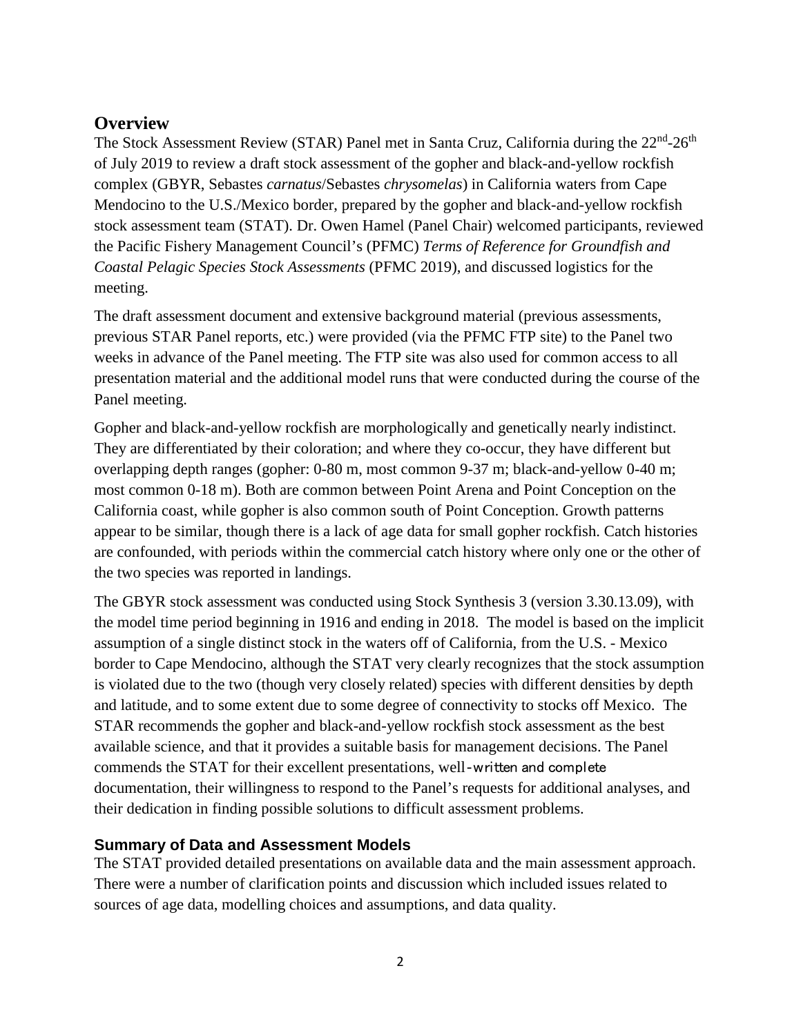## Overview

The Stock Assessment Review (STAR) Panel met in Santa Cruz, California during the 22nd-26th of July 2019 to review a draft stock assessment of the gopher and black-and-yellow rockfish complex (GBYR, Sebastes *carnatus*/Sebastes *chrysomelas*) in California waters from Cape Mendocino to the U.S./Mexico border, prepared by the gopher and black-and-yellow rockfish stock assessment team (STAT). Dr. Owen Hamel (Panel Chair) welcomed participants, reviewed the Pacific Fishery Management Council's (PFMC) *Terms of Reference for Groundfish and Coastal Pelagic Species Stock Assessments* (PFMC 2019), and discussed logistics for the meeting.

The draft assessment document and extensive background material (previous assessments, previous STAR Panel reports, etc.) were provided (via the PFMC FTP site) to the Panel two weeks in advance of the Panel meeting. The FTP site was also used for common access to all presentation material and the additional model runs that were conducted during the course of the Panel meeting.

Gopher and black-and-yellow rockfish are morphologically and genetically nearly indistinct. They are differentiated by their coloration; and where they co-occur, they have different but overlapping depth ranges (gopher: 0-80 m, most common 9-37 m; black-and-yellow 0-40 m; most common 0-18 m). Both are common between Point Arena and Point Conception on the California coast, while gopher is also common south of Point Conception. Growth patterns appear to be similar, though there is a lack of age data for small gopher rockfish. Catch histories are confounded, with periods within the commercial catch history where only one or the other of the two species was reported in landings.

The GBYR stock assessment was conducted using Stock Synthesis 3 (version 3.30.13.09), with the model time period beginning in 1916 and ending in 2018. The model is based on the implicit assumption of a single distinct stock in the waters off of California, from the U.S. - Mexico border to Cape Mendocino, although the STAT very clearly recognizes that the stock assumption is violated due to the two (though very closely related) species with different densities by depth and latitude, and to some extent due to some degree of connectivity to stocks off Mexico. The STAR recommends the gopher and black-and-yellow rockfish stock assessment as the best available science, and that it provides a suitable basis for management decisions. The Panel commends the STAT for their excellent presentations, well-written and complete documentation, their willingness to respond to the Panel's requests for additional analyses, and their dedication in finding possible solutions to difficult assessment problems.

### Summary of Data and Assessment Models

The STAT provided detailed presentations on available data and the main assessment approach. There were a number of clarification points and discussion which included issues related to sources of age data, modelling choices and assumptions, and data quality.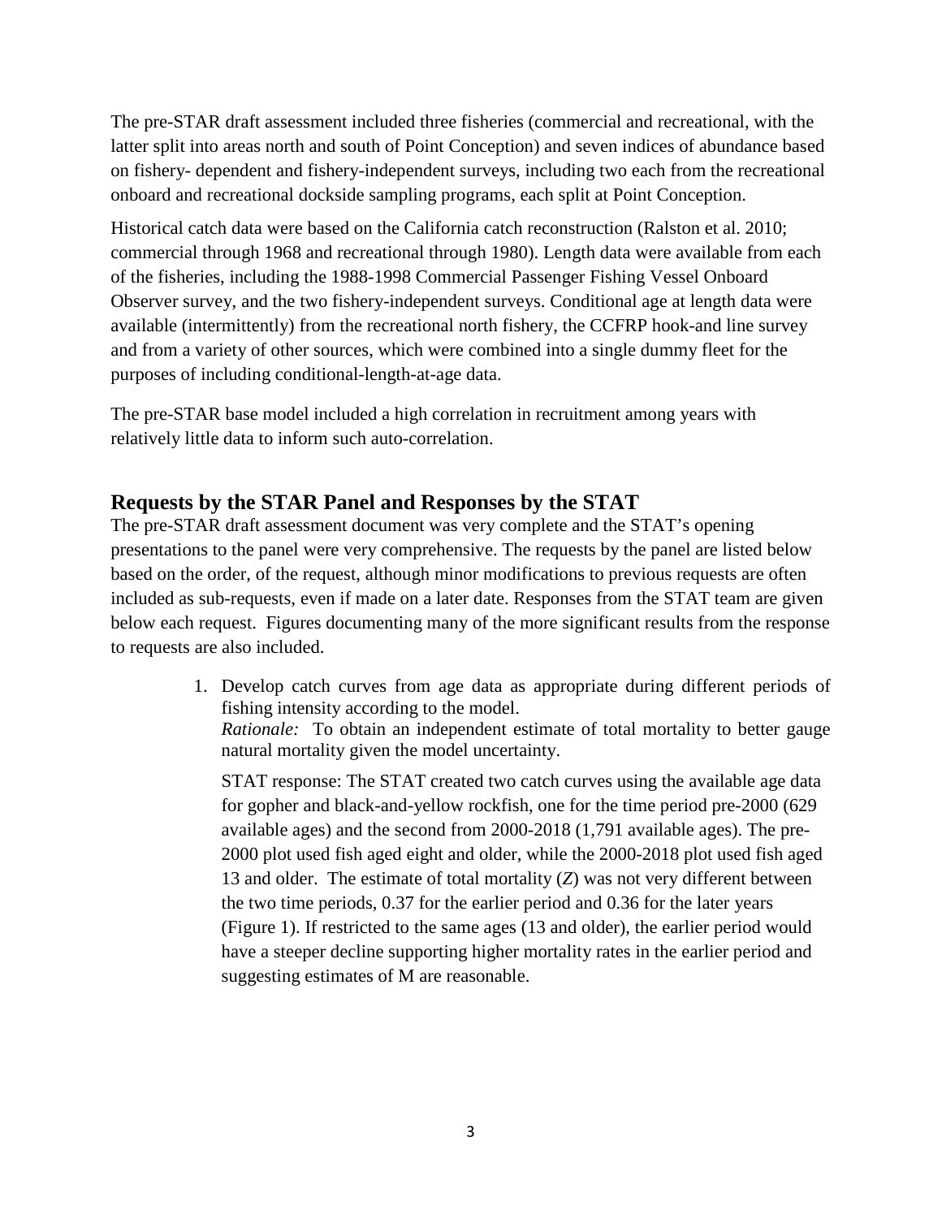The pre-STAR draft assessment included three fisheries (commercial and recreational, with the latter split into areas north and south of Point Conception) and seven indices of abundance based on fishery- dependent and fishery-independent surveys, including two each from the recreational onboard and recreational dockside sampling programs, each split at Point Conception.

Historical catch data were based on the California catch reconstruction (Ralston et al. 2010; commercial through 1968 and recreational through 1980). Length data were available from each of the fisheries, including the 1988-1998 Commercial Passenger Fishing Vessel Onboard Observer survey, and the two fishery-independent surveys. Conditional age at length data were available (intermittently) from the recreational north fishery, the CCFRP hook-and line survey and from a variety of other sources, which were combined into a single dummy fleet for the purposes of including conditional-length-at-age data.

The pre-STAR base model included a high correlation in recruitment among years with relatively little data to inform such auto-correlation.

## Requests by the STAR Panel and Responses by the STAT

The pre-STAR draft assessment document was very complete and the STAT's opening presentations to the panel were very comprehensive. The requests by the panel are listed below based on the order, of the request, although minor modifications to previous requests are often included as sub-requests, even if made on a later date. Responses from the STAT team are given below each request. Figures documenting many of the more significant results from the response to requests are also included.

1. Develop catch curves from age data as appropriate during different periods of fishing intensity according to the model.
   *Rationale:* To obtain an independent estimate of total mortality to better gauge natural mortality given the model uncertainty.

   STAT response: The STAT created two catch curves using the available age data for gopher and black-and-yellow rockfish, one for the time period pre-2000 (629 available ages) and the second from 2000-2018 (1,791 available ages). The pre-2000 plot used fish aged eight and older, while the 2000-2018 plot used fish aged 13 and older. The estimate of total mortality ($Z$) was not very different between the two time periods, 0.37 for the earlier period and 0.36 for the later years (Figure 1). If restricted to the same ages (13 and older), the earlier period would have a steeper decline supporting higher mortality rates in the earlier period and suggesting estimates of M are reasonable.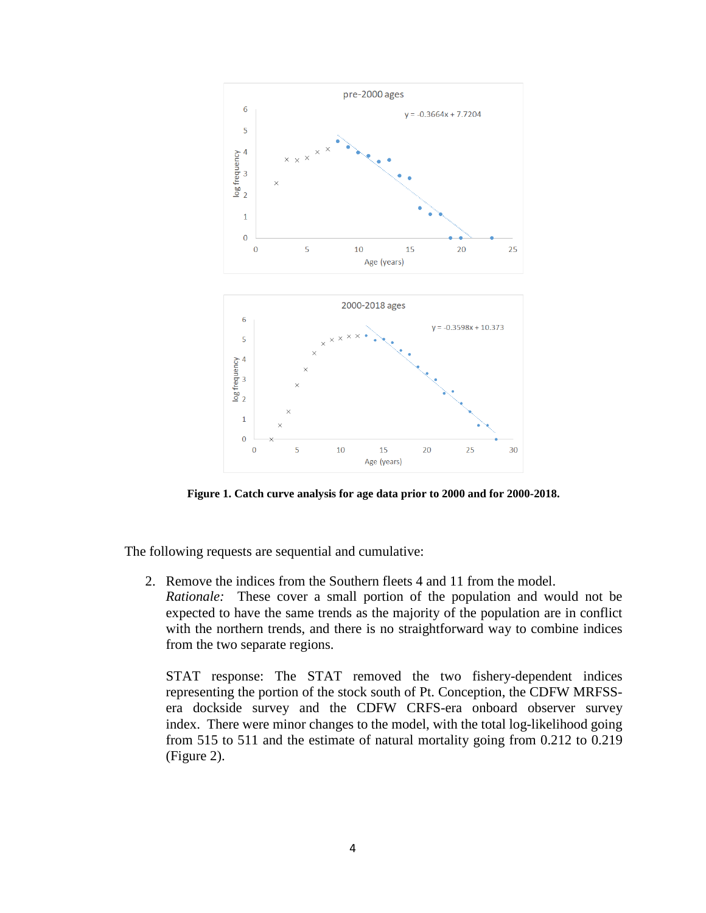pre-2000 ages

y = -0.3664x + 7.7204

log frequency

Age (years)

2000-2018 ages

y = -0.3598x + 10.373

log frequency

Age (years)

**Figure 1. Catch curve analysis for age data prior to 2000 and for 2000-2018.**

The following requests are sequential and cumulative:

2. Remove the indices from the Southern fleets 4 and 11 from the model.
   *Rationale:* These cover a small portion of the population and would not be expected to have the same trends as the majority of the population are in conflict with the northern trends, and there is no straightforward way to combine indices from the two separate regions.

   STAT response: The STAT removed the two fishery-dependent indices representing the portion of the stock south of Pt. Conception, the CDFW MRFSS-era dockside survey and the CDFW CRFS-era onboard observer survey index. There were minor changes to the model, with the total log-likelihood going from 515 to 511 and the estimate of natural mortality going from 0.212 to 0.219 (Figure 2).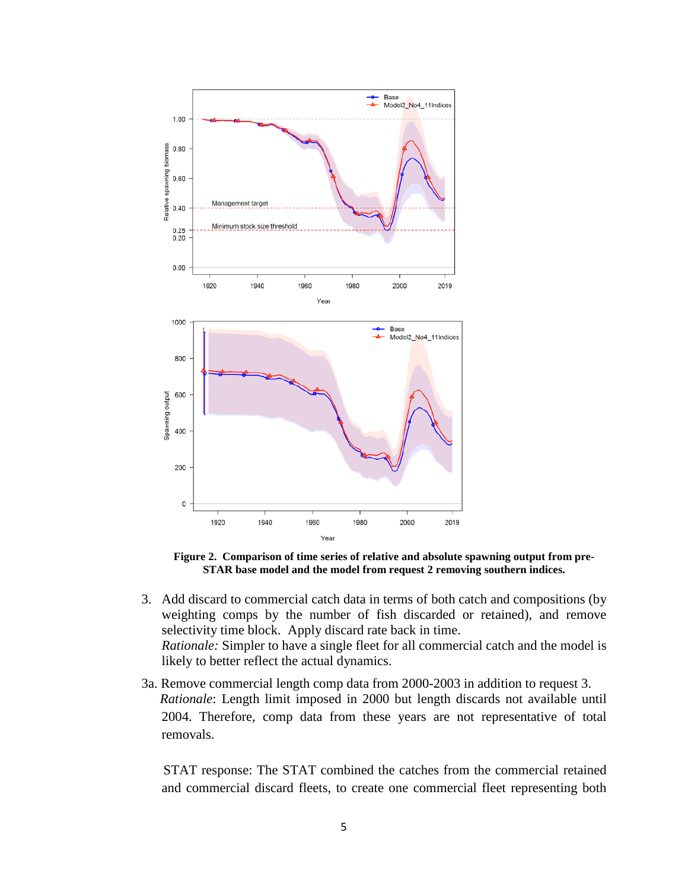Base
Model2_No4_11Indices

1.00
0.80
0.60
0.40
0.25
0.20
0.00

Relative spawning biomass

Management target

Minimum stock size threshold

1920 1940 1960 1980 2000 2019

Year

1000
800
600
400
200
0

Spawning output

Base
Model2_No4_11Indices

1920 1940 1960 1980 2000 2019

Year

**Figure 2. Comparison of time series of relative and absolute spawning output from pre-STAR base model and the model from request 2 removing southern indices.**

3. Add discard to commercial catch data in terms of both catch and compositions (by weighting comps by the number of fish discarded or retained), and remove selectivity time block. Apply discard rate back in time.
   *Rationale:* Simpler to have a single fleet for all commercial catch and the model is likely to better reflect the actual dynamics.

3a. Remove commercial length comp data from 2000-2003 in addition to request 3.
   *Rationale*: Length limit imposed in 2000 but length discards not available until 2004. Therefore, comp data from these years are not representative of total removals.

STAT response: The STAT combined the catches from the commercial retained and commercial discard fleets, to create one commercial fleet representing both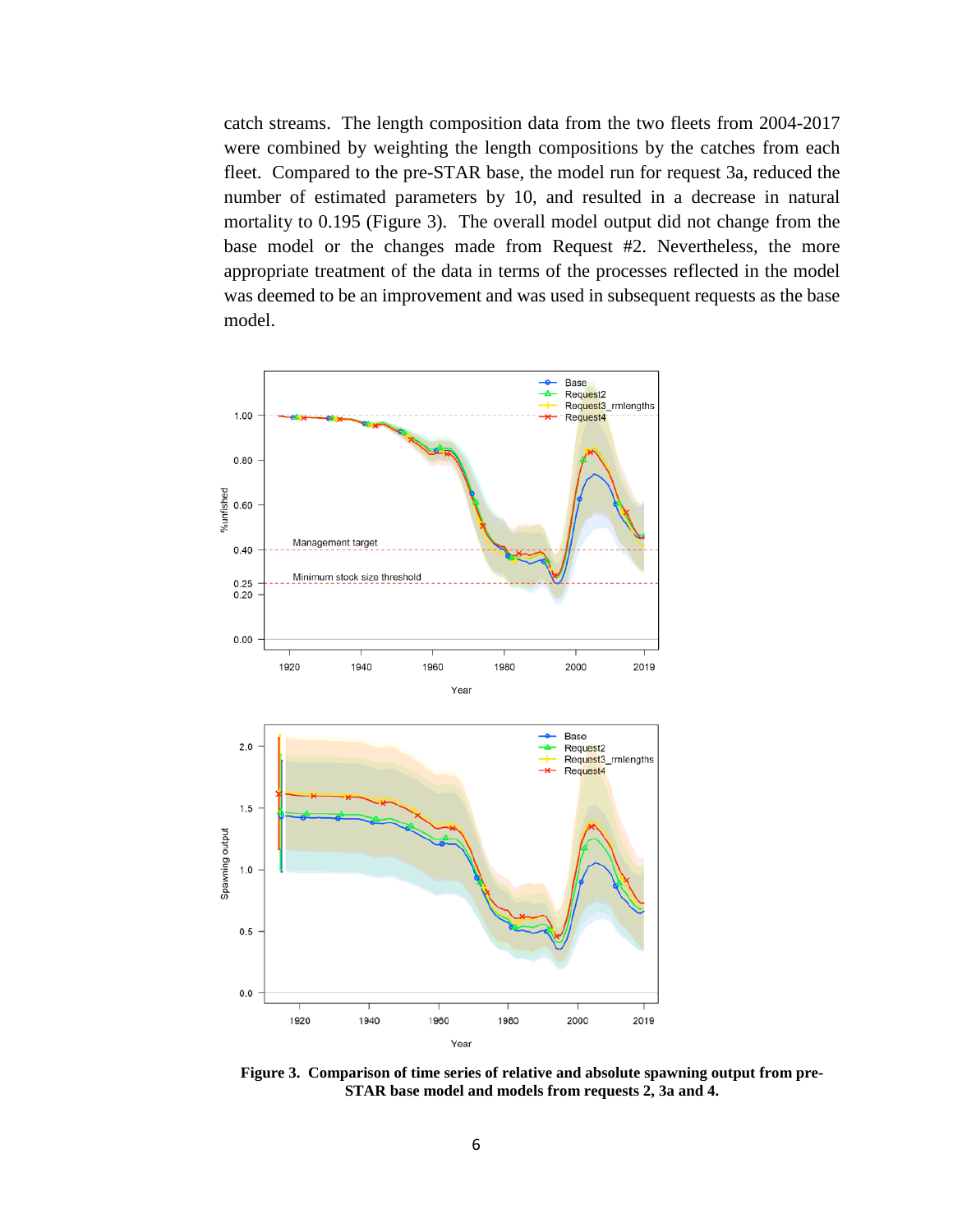catch streams. The length composition data from the two fleets from 2004-2017 were combined by weighting the length compositions by the catches from each fleet. Compared to the pre-STAR base, the model run for request 3a, reduced the number of estimated parameters by 10, and resulted in a decrease in natural mortality to 0.195 (Figure 3). The overall model output did not change from the base model or the changes made from Request #2. Nevertheless, the more appropriate treatment of the data in terms of the processes reflected in the model was deemed to be an improvement and was used in subsequent requests as the base model.

Base
Request2
Request3_rmlengths
Request4

%unfished

1.00
0.80
0.60
0.40
0.25
0.20
0.00

Management target

Minimum stock size threshold

1920 1940 1960 1980 2000 2019

Year

Base
Request2
Request3_rmlengths
Request4

Spawning output

2.0
1.5
1.0
0.5
0.0

1920 1940 1960 1980 2000 2019

Year

**Figure 3. Comparison of time series of relative and absolute spawning output from pre-STAR base model and models from requests 2, 3a and 4.**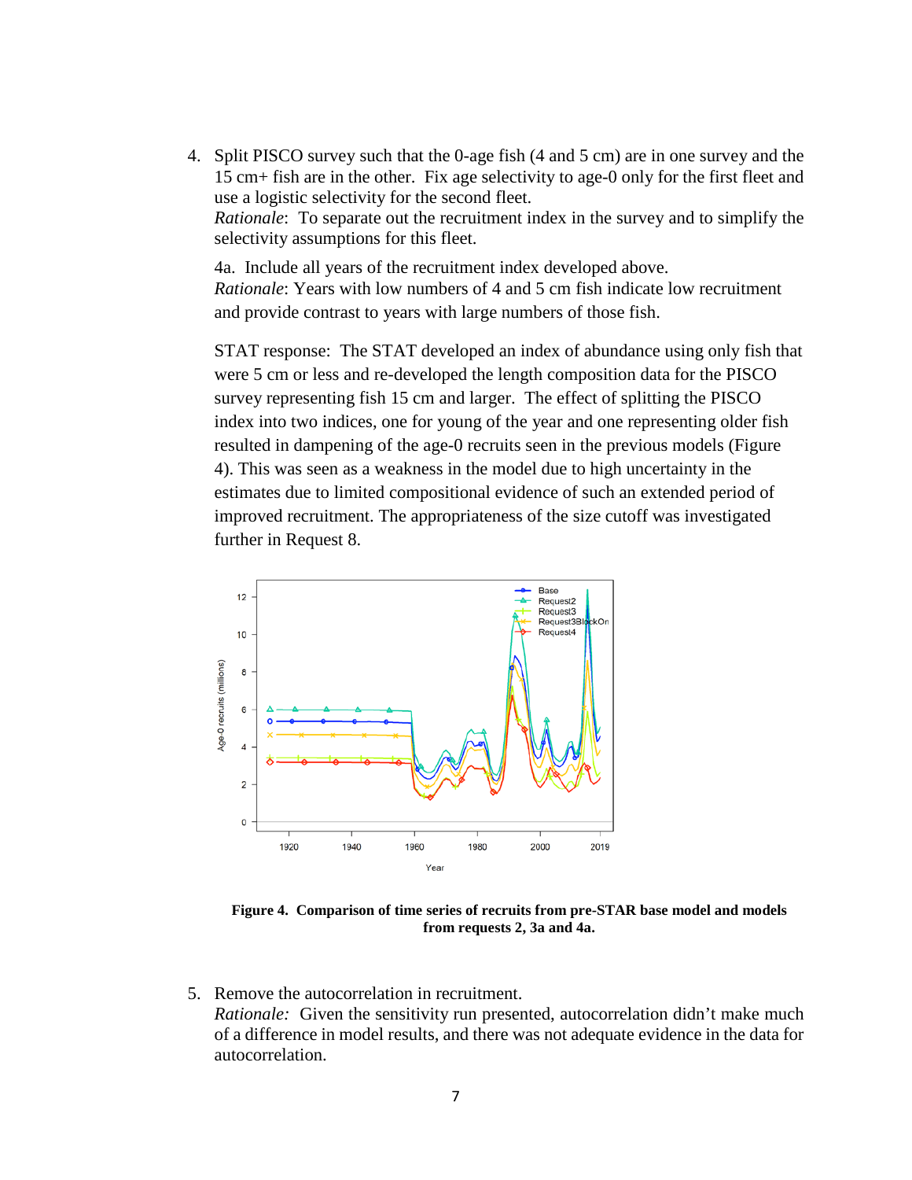4. Split PISCO survey such that the 0-age fish (4 and 5 cm) are in one survey and the 15 cm+ fish are in the other. Fix age selectivity to age-0 only for the first fleet and use a logistic selectivity for the second fleet.
   *Rationale*: To separate out the recruitment index in the survey and to simplify the selectivity assumptions for this fleet.

   4a. Include all years of the recruitment index developed above.
   *Rationale*: Years with low numbers of 4 and 5 cm fish indicate low recruitment and provide contrast to years with large numbers of those fish.

   STAT response: The STAT developed an index of abundance using only fish that were 5 cm or less and re-developed the length composition data for the PISCO survey representing fish 15 cm and larger. The effect of splitting the PISCO index into two indices, one for young of the year and one representing older fish resulted in dampening of the age-0 recruits seen in the previous models (Figure 4). This was seen as a weakness in the model due to high uncertainty in the estimates due to limited compositional evidence of such an extended period of improved recruitment. The appropriateness of the size cutoff was investigated further in Request 8.

Base
Request2
Request3
Request3BlockOn
Request4

Age-0 recruits (millions)

0
2
4
6
8
10
12

1920
1940
1960
1980
2000
2019

Year

**Figure 4. Comparison of time series of recruits from pre-STAR base model and models from requests 2, 3a and 4a.**

5. Remove the autocorrelation in recruitment.
   *Rationale:* Given the sensitivity run presented, autocorrelation didn't make much of a difference in model results, and there was not adequate evidence in the data for autocorrelation.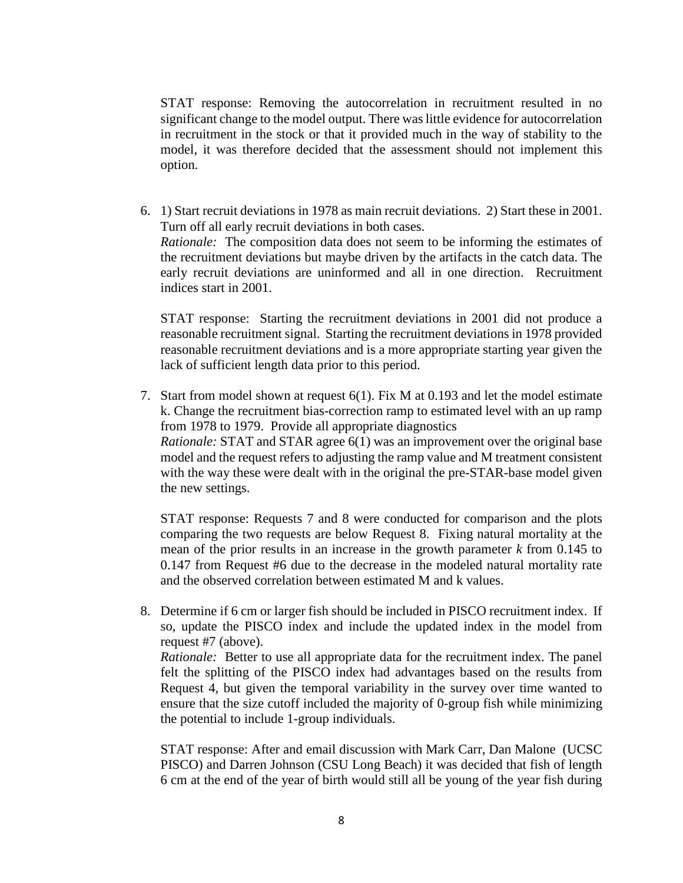STAT response: Removing the autocorrelation in recruitment resulted in no significant change to the model output. There was little evidence for autocorrelation in recruitment in the stock or that it provided much in the way of stability to the model, it was therefore decided that the assessment should not implement this option.

6. 1) Start recruit deviations in 1978 as main recruit deviations. 2) Start these in 2001. Turn off all early recruit deviations in both cases.
   *Rationale:* The composition data does not seem to be informing the estimates of the recruitment deviations but maybe driven by the artifacts in the catch data. The early recruit deviations are uninformed and all in one direction. Recruitment indices start in 2001.

   STAT response: Starting the recruitment deviations in 2001 did not produce a reasonable recruitment signal. Starting the recruitment deviations in 1978 provided reasonable recruitment deviations and is a more appropriate starting year given the lack of sufficient length data prior to this period.

7. Start from model shown at request 6(1). Fix M at 0.193 and let the model estimate k. Change the recruitment bias-correction ramp to estimated level with an up ramp from 1978 to 1979. Provide all appropriate diagnostics
   *Rationale:* STAT and STAR agree 6(1) was an improvement over the original base model and the request refers to adjusting the ramp value and M treatment consistent with the way these were dealt with in the original the pre-STAR-base model given the new settings.

   STAT response: Requests 7 and 8 were conducted for comparison and the plots comparing the two requests are below Request 8. Fixing natural mortality at the mean of the prior results in an increase in the growth parameter *k* from 0.145 to 0.147 from Request #6 due to the decrease in the modeled natural mortality rate and the observed correlation between estimated M and k values.

8. Determine if 6 cm or larger fish should be included in PISCO recruitment index. If so, update the PISCO index and include the updated index in the model from request #7 (above).
   *Rationale:* Better to use all appropriate data for the recruitment index. The panel felt the splitting of the PISCO index had advantages based on the results from Request 4, but given the temporal variability in the survey over time wanted to ensure that the size cutoff included the majority of 0-group fish while minimizing the potential to include 1-group individuals.

   STAT response: After and email discussion with Mark Carr, Dan Malone (UCSC PISCO) and Darren Johnson (CSU Long Beach) it was decided that fish of length 6 cm at the end of the year of birth would still all be young of the year fish during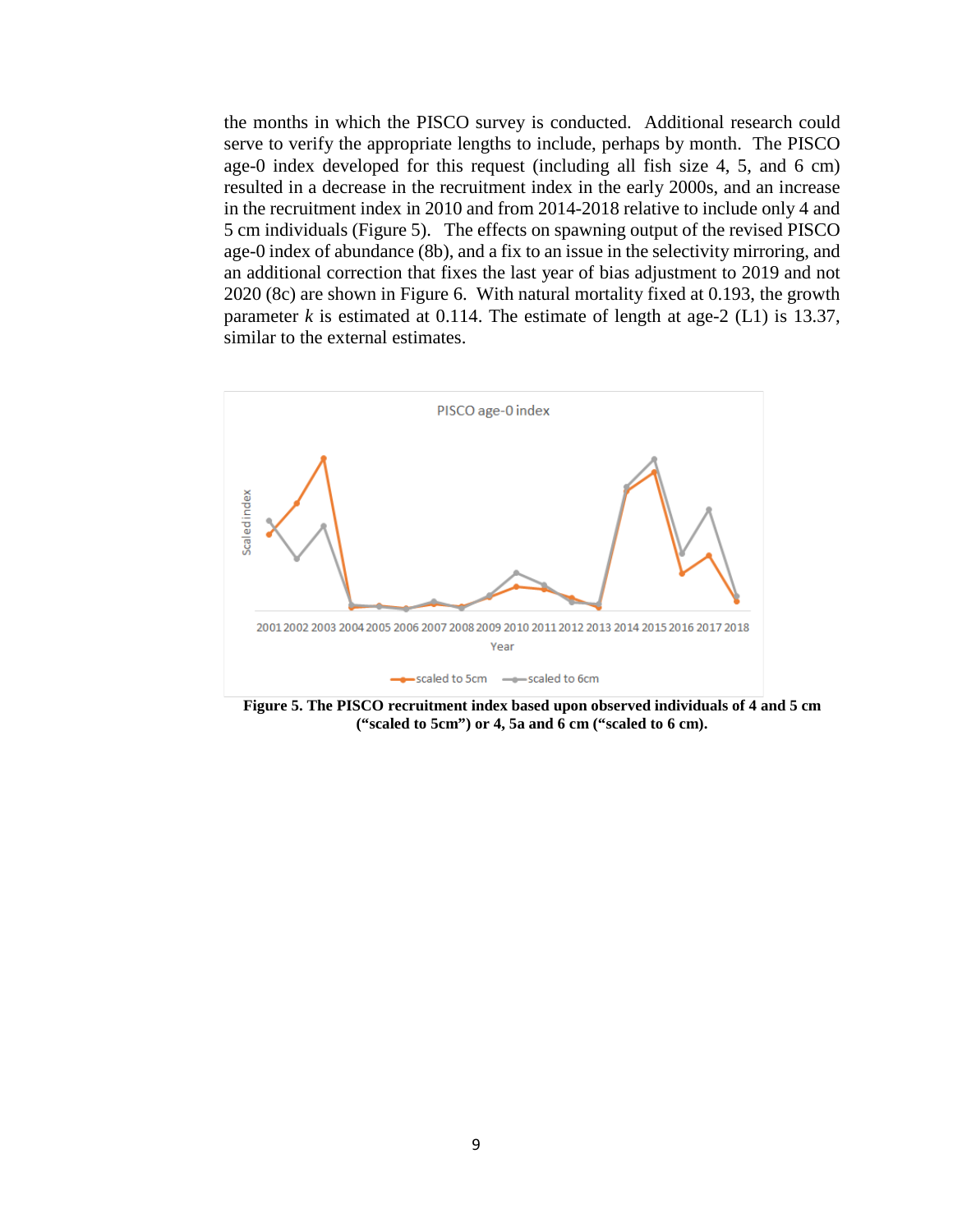the months in which the PISCO survey is conducted. Additional research could serve to verify the appropriate lengths to include, perhaps by month. The PISCO age-0 index developed for this request (including all fish size 4, 5, and 6 cm) resulted in a decrease in the recruitment index in the early 2000s, and an increase in the recruitment index in 2010 and from 2014-2018 relative to include only 4 and 5 cm individuals (Figure 5). The effects on spawning output of the revised PISCO age-0 index of abundance (8b), and a fix to an issue in the selectivity mirroring, and an additional correction that fixes the last year of bias adjustment to 2019 and not 2020 (8c) are shown in Figure 6. With natural mortality fixed at 0.193, the growth parameter *k* is estimated at 0.114. The estimate of length at age-2 (L1) is 13.37, similar to the external estimates.

**Figure 5. The PISCO recruitment index based upon observed individuals of 4 and 5 cm ("scaled to 5cm") or 4, 5a and 6 cm ("scaled to 6 cm).**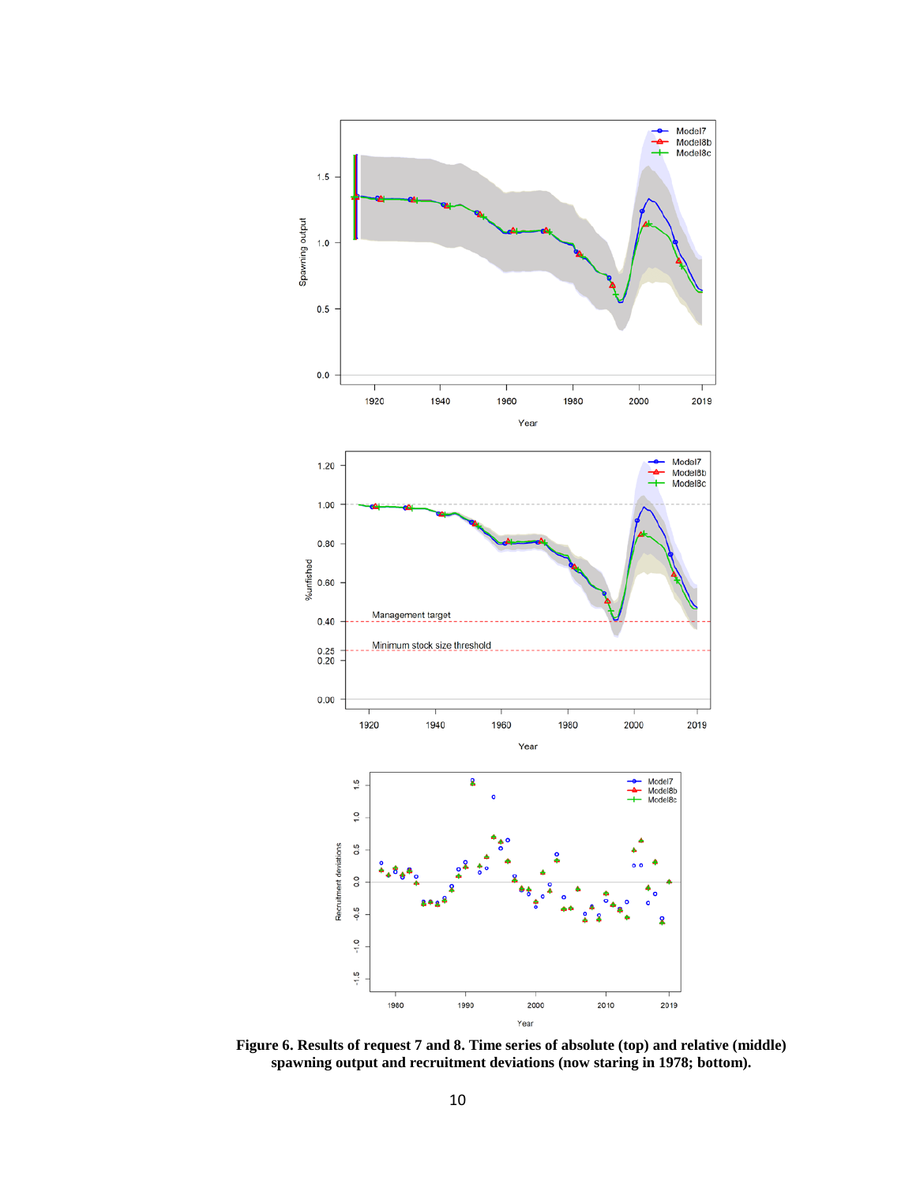Model7
Model8b
Model8c

Spawning output

1.5
1.0
0.5
0.0

1920 1940 1960 1980 2000 2019

Year

Model7
Model8b
Model8c

%unfished

1.20
1.00
0.80
0.60
0.40
0.25
0.20
0.00

Management target

Minimum stock size threshold

1920 1940 1960 1980 2000 2019

Year

Model7
Model8b
Model8c

Recruitment deviations

1.5
1.0
0.5
0.0
-0.5
-1.0
-1.5

1980 1990 2000 2010 2019

Year

**Figure 6. Results of request 7 and 8. Time series of absolute (top) and relative (middle) spawning output and recruitment deviations (now staring in 1978; bottom).**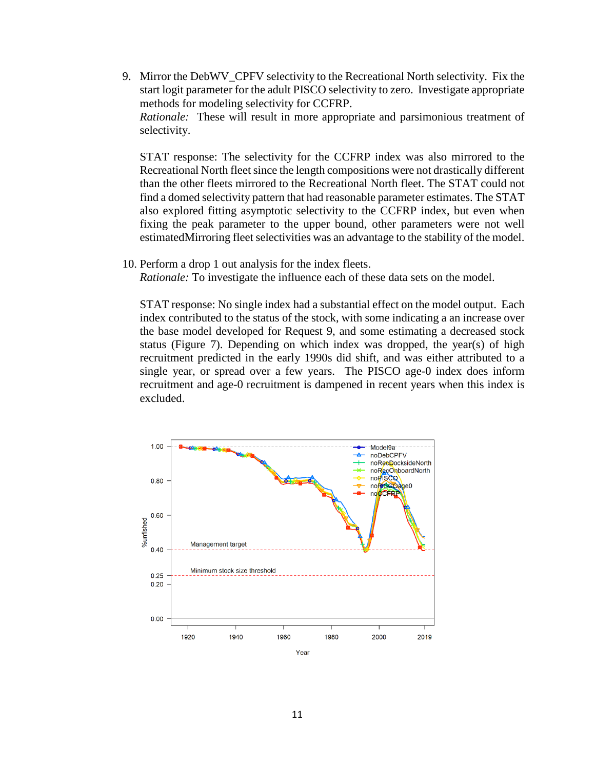9. Mirror the DebWV_CPFV selectivity to the Recreational North selectivity. Fix the start logit parameter for the adult PISCO selectivity to zero. Investigate appropriate methods for modeling selectivity for CCFRP.
   *Rationale:* These will result in more appropriate and parsimonious treatment of selectivity.

   STAT response: The selectivity for the CCFRP index was also mirrored to the Recreational North fleet since the length compositions were not drastically different than the other fleets mirrored to the Recreational North fleet. The STAT could not find a domed selectivity pattern that had reasonable parameter estimates. The STAT also explored fitting asymptotic selectivity to the CCFRP index, but even when fixing the peak parameter to the upper bound, other parameters were not well estimatedMirroring fleet selectivities was an advantage to the stability of the model.

10. Perform a drop 1 out analysis for the index fleets.
    *Rationale:* To investigate the influence each of these data sets on the model.

    STAT response: No single index had a substantial effect on the model output. Each index contributed to the status of the stock, with some indicating a an increase over the base model developed for Request 9, and some estimating a decreased stock status (Figure 7). Depending on which index was dropped, the year(s) of high recruitment predicted in the early 1990s did shift, and was either attributed to a single year, or spread over a few years. The PISCO age-0 index does inform recruitment and age-0 recruitment is dampened in recent years when this index is excluded.

Model9a
noDebCPFV
noRecDocksideNorth
noRecOnboardNorth
noPISCO
noPISCOage0
noCCFRP

Management target

Minimum stock size threshold

%unfished

1.00
0.80
0.60
0.40
0.25
0.20
0.00

1920
1940
1960
1980
2000
2019

Year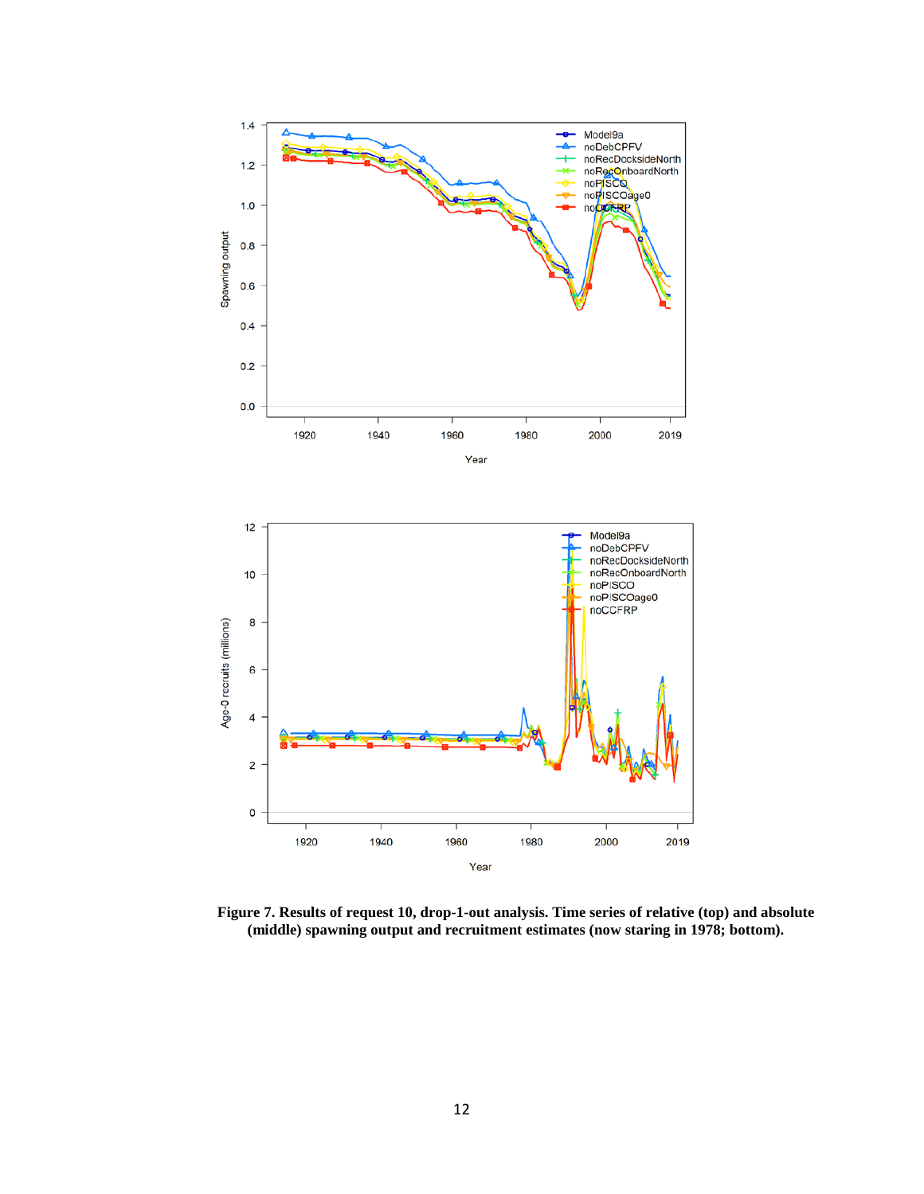Spawning output

Year

1.4
1.2
1.0
0.8
0.6
0.4
0.2
0.0

1920
1940
1960
1980
2000
2019

Model9a
noDebCPFV
noRecDocksideNorth
noRecOnboardNorth
noPISCO
noPISCOage0
noCCFRP

Age-0 recruits (millions)

Year

12
10
8
6
4
2
0

1920
1940
1960
1980
2000
2019

Model9a
noDebCPFV
noRecDocksideNorth
noRecOnboardNorth
noPISCO
noPISCOage0
noCCFRP

**Figure 7. Results of request 10, drop-1-out analysis. Time series of relative (top) and absolute (middle) spawning output and recruitment estimates (now staring in 1978; bottom).**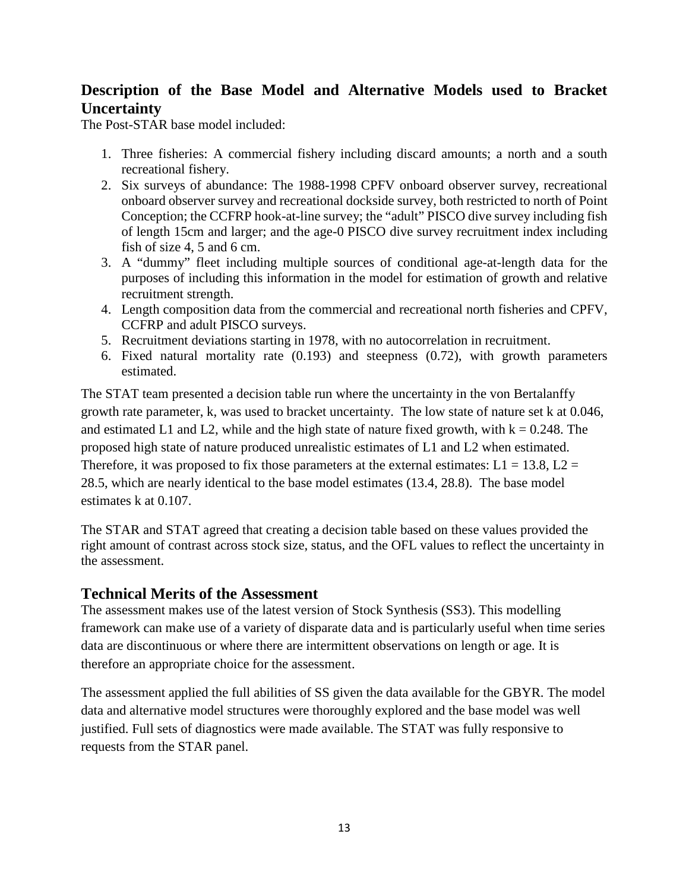## Description of the Base Model and Alternative Models used to Bracket Uncertainty

The Post-STAR base model included:

1. Three fisheries: A commercial fishery including discard amounts; a north and a south recreational fishery.
2. Six surveys of abundance: The 1988-1998 CPFV onboard observer survey, recreational onboard observer survey and recreational dockside survey, both restricted to north of Point Conception; the CCFRP hook-at-line survey; the "adult" PISCO dive survey including fish of length 15cm and larger; and the age-0 PISCO dive survey recruitment index including fish of size 4, 5 and 6 cm.
3. A "dummy" fleet including multiple sources of conditional age-at-length data for the purposes of including this information in the model for estimation of growth and relative recruitment strength.
4. Length composition data from the commercial and recreational north fisheries and CPFV, CCFRP and adult PISCO surveys.
5. Recruitment deviations starting in 1978, with no autocorrelation in recruitment.
6. Fixed natural mortality rate (0.193) and steepness (0.72), with growth parameters estimated.

The STAT team presented a decision table run where the uncertainty in the von Bertalanffy growth rate parameter, k, was used to bracket uncertainty. The low state of nature set k at 0.046, and estimated L1 and L2, while and the high state of nature fixed growth, with k = 0.248. The proposed high state of nature produced unrealistic estimates of L1 and L2 when estimated. Therefore, it was proposed to fix those parameters at the external estimates: L1 = 13.8, L2 = 28.5, which are nearly identical to the base model estimates (13.4, 28.8). The base model estimates k at 0.107.

The STAR and STAT agreed that creating a decision table based on these values provided the right amount of contrast across stock size, status, and the OFL values to reflect the uncertainty in the assessment.

## Technical Merits of the Assessment

The assessment makes use of the latest version of Stock Synthesis (SS3). This modelling framework can make use of a variety of disparate data and is particularly useful when time series data are discontinuous or where there are intermittent observations on length or age. It is therefore an appropriate choice for the assessment.

The assessment applied the full abilities of SS given the data available for the GBYR. The model data and alternative model structures were thoroughly explored and the base model was well justified. Full sets of diagnostics were made available. The STAT was fully responsive to requests from the STAR panel.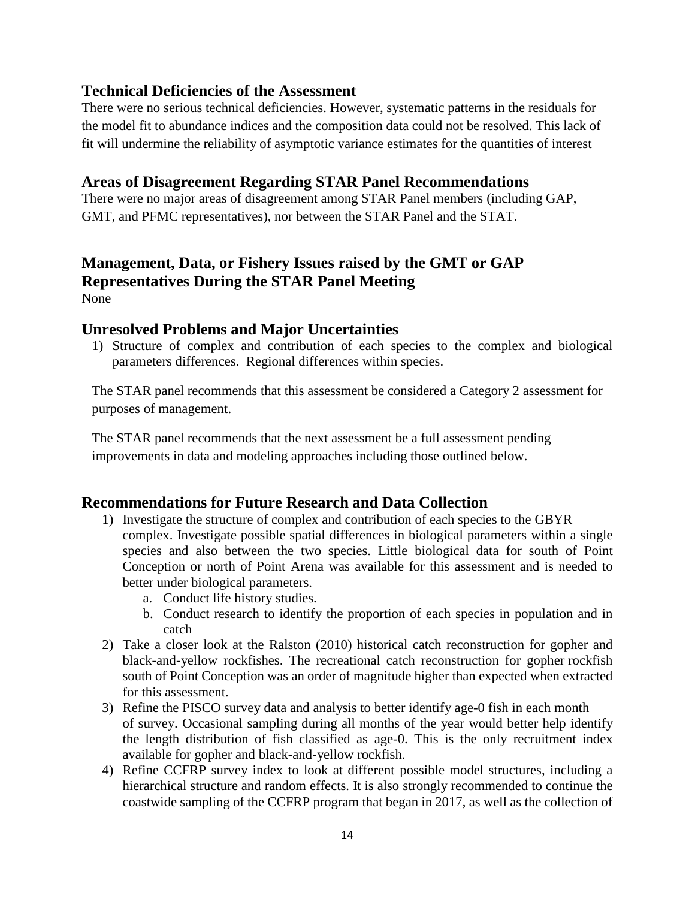## Technical Deficiencies of the Assessment

There were no serious technical deficiencies. However, systematic patterns in the residuals for the model fit to abundance indices and the composition data could not be resolved. This lack of fit will undermine the reliability of asymptotic variance estimates for the quantities of interest

## Areas of Disagreement Regarding STAR Panel Recommendations

There were no major areas of disagreement among STAR Panel members (including GAP, GMT, and PFMC representatives), nor between the STAR Panel and the STAT.

## Management, Data, or Fishery Issues raised by the GMT or GAP Representatives During the STAR Panel Meeting

None

## Unresolved Problems and Major Uncertainties

1) Structure of complex and contribution of each species to the complex and biological parameters differences. Regional differences within species.

The STAR panel recommends that this assessment be considered a Category 2 assessment for purposes of management.

The STAR panel recommends that the next assessment be a full assessment pending improvements in data and modeling approaches including those outlined below.

## Recommendations for Future Research and Data Collection

1) Investigate the structure of complex and contribution of each species to the GBYR complex. Investigate possible spatial differences in biological parameters within a single species and also between the two species. Little biological data for south of Point Conception or north of Point Arena was available for this assessment and is needed to better under biological parameters.
   a. Conduct life history studies.
   b. Conduct research to identify the proportion of each species in population and in catch
2) Take a closer look at the Ralston (2010) historical catch reconstruction for gopher and black-and-yellow rockfishes. The recreational catch reconstruction for gopher rockfish south of Point Conception was an order of magnitude higher than expected when extracted for this assessment.
3) Refine the PISCO survey data and analysis to better identify age-0 fish in each month of survey. Occasional sampling during all months of the year would better help identify the length distribution of fish classified as age-0. This is the only recruitment index available for gopher and black-and-yellow rockfish.
4) Refine CCFRP survey index to look at different possible model structures, including a hierarchical structure and random effects. It is also strongly recommended to continue the coastwide sampling of the CCFRP program that began in 2017, as well as the collection of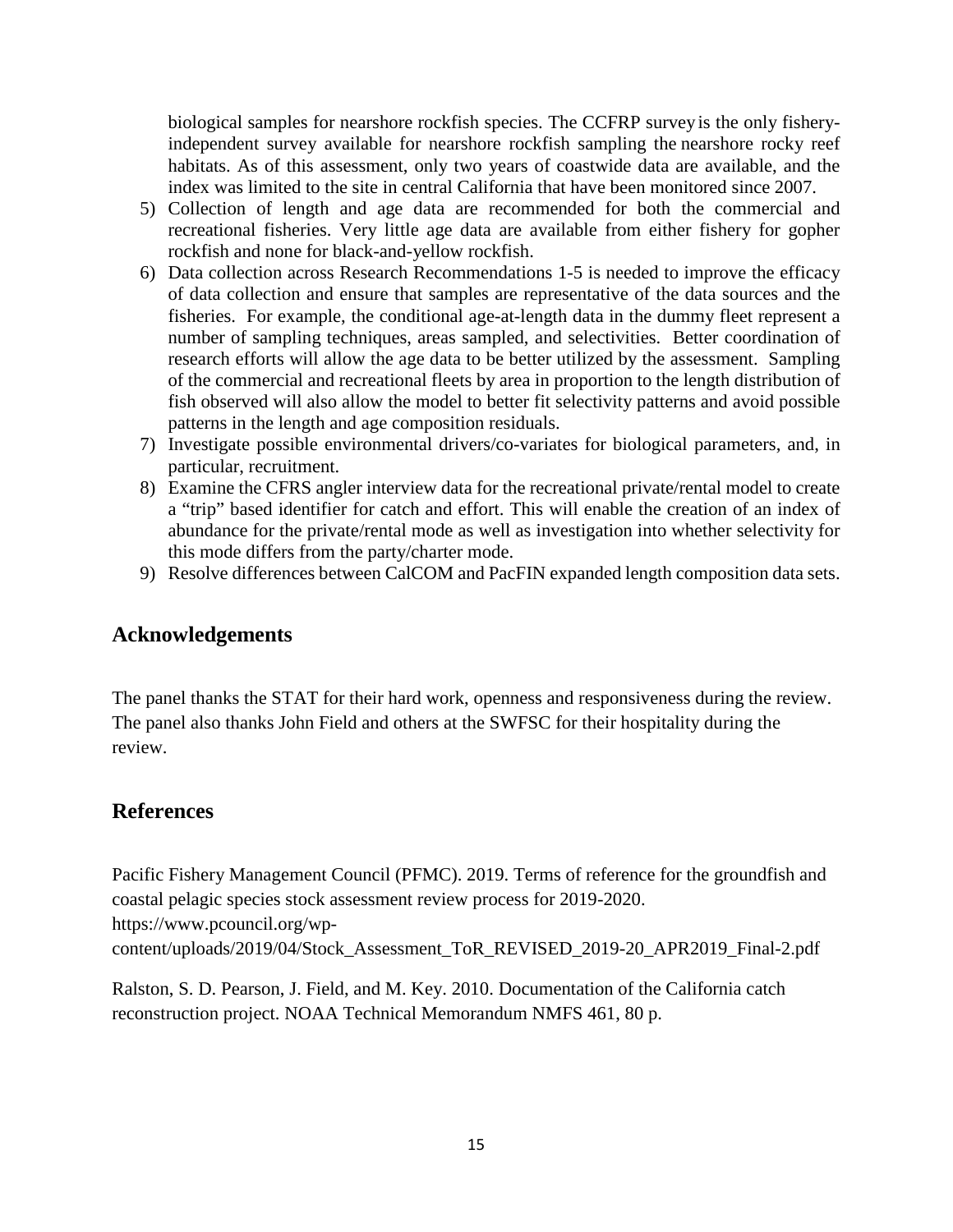biological samples for nearshore rockfish species. The CCFRP survey is the only fishery-independent survey available for nearshore rockfish sampling the nearshore rocky reef habitats. As of this assessment, only two years of coastwide data are available, and the index was limited to the site in central California that have been monitored since 2007.

5) Collection of length and age data are recommended for both the commercial and recreational fisheries. Very little age data are available from either fishery for gopher rockfish and none for black-and-yellow rockfish.
6) Data collection across Research Recommendations 1-5 is needed to improve the efficacy of data collection and ensure that samples are representative of the data sources and the fisheries. For example, the conditional age-at-length data in the dummy fleet represent a number of sampling techniques, areas sampled, and selectivities. Better coordination of research efforts will allow the age data to be better utilized by the assessment. Sampling of the commercial and recreational fleets by area in proportion to the length distribution of fish observed will also allow the model to better fit selectivity patterns and avoid possible patterns in the length and age composition residuals.
7) Investigate possible environmental drivers/co-variates for biological parameters, and, in particular, recruitment.
8) Examine the CFRS angler interview data for the recreational private/rental model to create a "trip" based identifier for catch and effort. This will enable the creation of an index of abundance for the private/rental mode as well as investigation into whether selectivity for this mode differs from the party/charter mode.
9) Resolve differences between CalCOM and PacFIN expanded length composition data sets.

## Acknowledgements

The panel thanks the STAT for their hard work, openness and responsiveness during the review. The panel also thanks John Field and others at the SWFSC for their hospitality during the review.

## References

Pacific Fishery Management Council (PFMC). 2019. Terms of reference for the groundfish and coastal pelagic species stock assessment review process for 2019-2020. https://www.pcouncil.org/wp-content/uploads/2019/04/Stock_Assessment_ToR_REVISED_2019-20_APR2019_Final-2.pdf

Ralston, S. D. Pearson, J. Field, and M. Key. 2010. Documentation of the California catch reconstruction project. NOAA Technical Memorandum NMFS 461, 80 p.